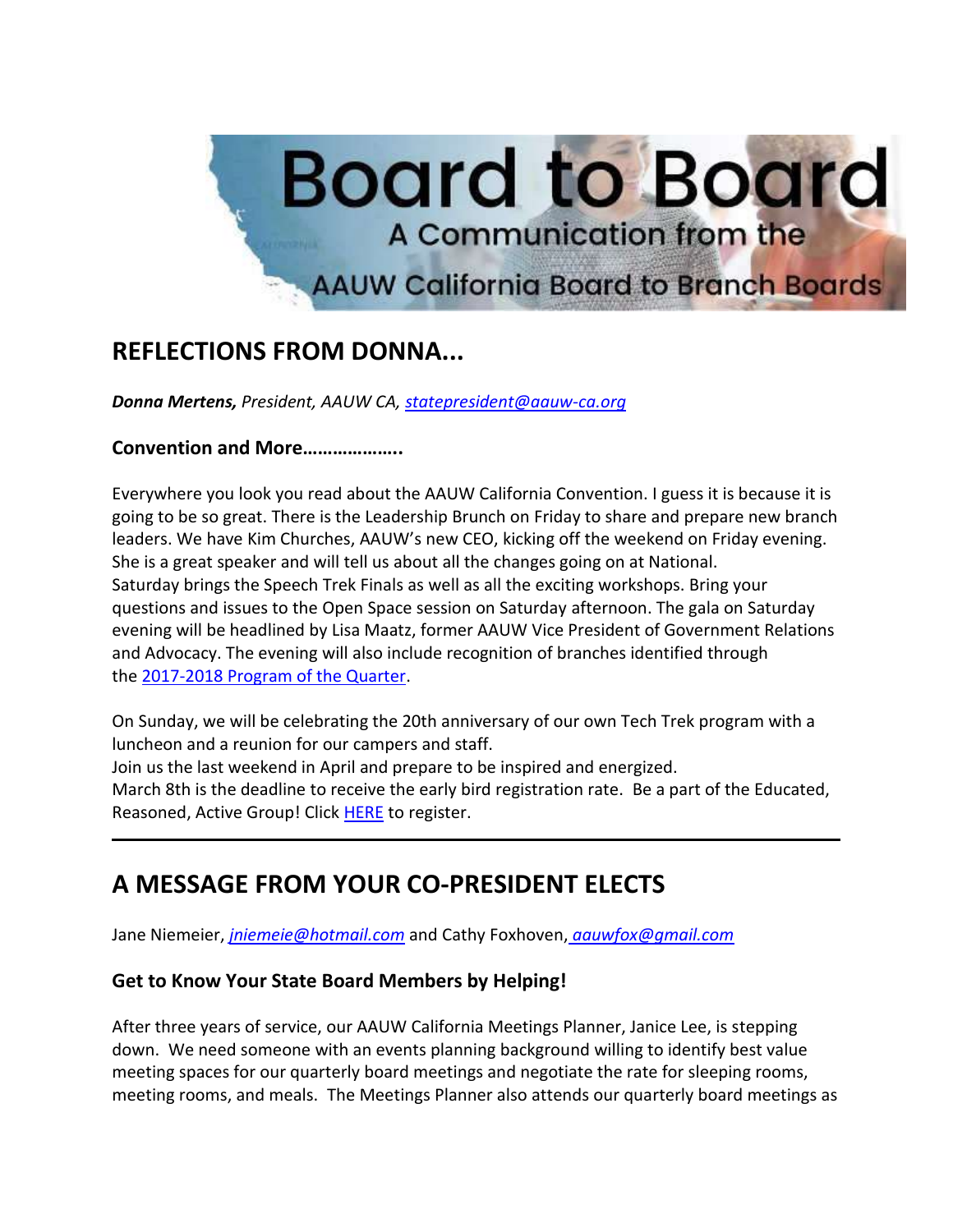# Board to Board

A Communication from the AAUW California Board to Branch Boards

## REFLECTIONS FROM DONNA...

***Donna Mertens,** President, AAUW CA, statepresident@aauw-ca.org*

### Convention and More……………….

Everywhere you look you read about the AAUW California Convention. I guess it is because it is going to be so great. There is the Leadership Brunch on Friday to share and prepare new branch leaders. We have Kim Churches, AAUW's new CEO, kicking off the weekend on Friday evening. She is a great speaker and will tell us about all the changes going on at National. Saturday brings the Speech Trek Finals as well as all the exciting workshops. Bring your questions and issues to the Open Space session on Saturday afternoon. The gala on Saturday evening will be headlined by Lisa Maatz, former AAUW Vice President of Government Relations and Advocacy. The evening will also include recognition of branches identified through the 2017-2018 Program of the Quarter.

On Sunday, we will be celebrating the 20th anniversary of our own Tech Trek program with a luncheon and a reunion for our campers and staff.

Join us the last weekend in April and prepare to be inspired and energized.

March 8th is the deadline to receive the early bird registration rate. Be a part of the Educated, Reasoned, Active Group! Click HERE to register.

---

## A MESSAGE FROM YOUR CO-PRESIDENT ELECTS

Jane Niemeier, *jniemeie@hotmail.com* and Cathy Foxhoven, *aauwfox@gmail.com*

### Get to Know Your State Board Members by Helping!

After three years of service, our AAUW California Meetings Planner, Janice Lee, is stepping down. We need someone with an events planning background willing to identify best value meeting spaces for our quarterly board meetings and negotiate the rate for sleeping rooms, meeting rooms, and meals. The Meetings Planner also attends our quarterly board meetings as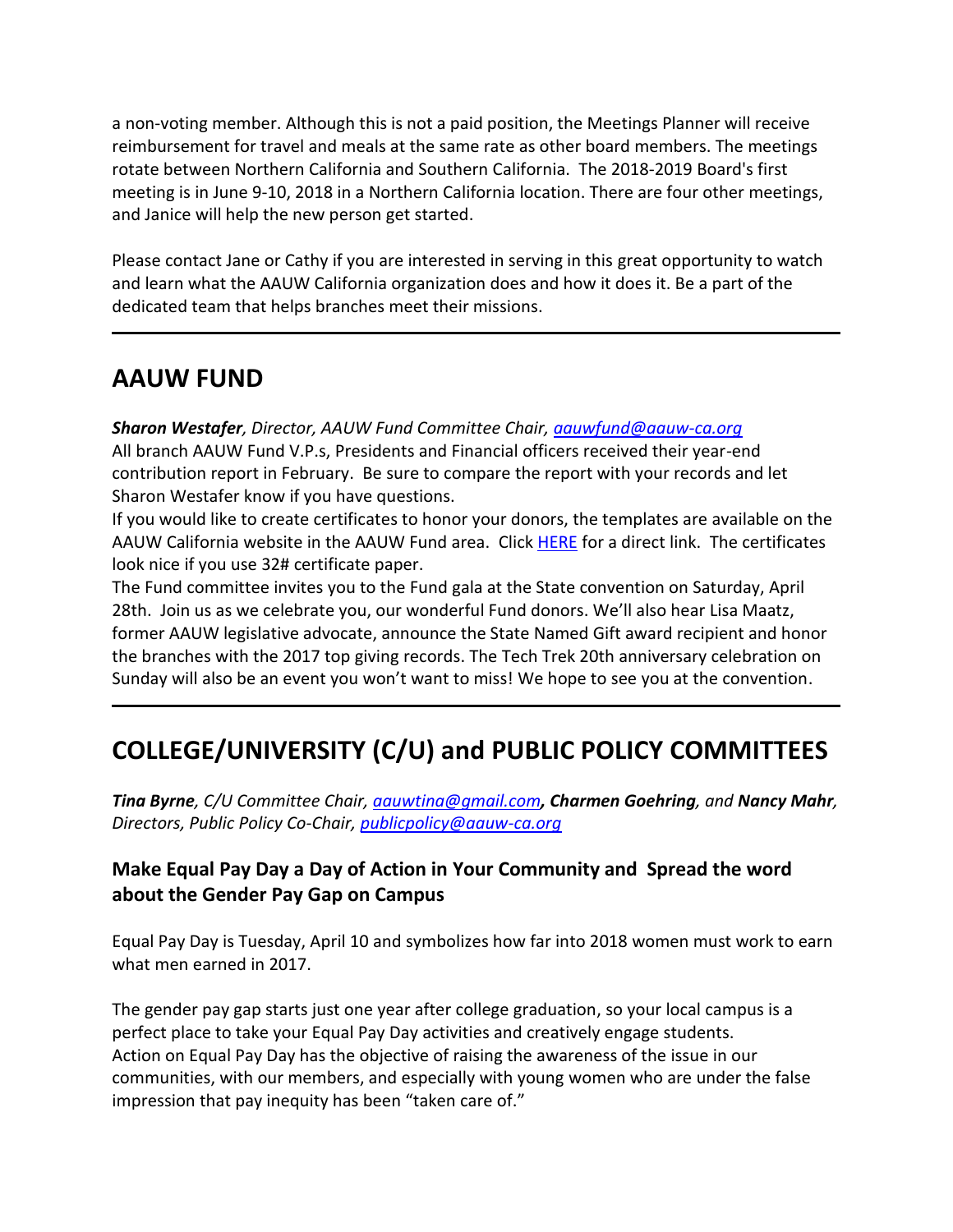a non-voting member. Although this is not a paid position, the Meetings Planner will receive reimbursement for travel and meals at the same rate as other board members. The meetings rotate between Northern California and Southern California. The 2018-2019 Board's first meeting is in June 9-10, 2018 in a Northern California location. There are four other meetings, and Janice will help the new person get started.

Please contact Jane or Cathy if you are interested in serving in this great opportunity to watch and learn what the AAUW California organization does and how it does it. Be a part of the dedicated team that helps branches meet their missions.

---

## AAUW FUND

***Sharon Westafer**, Director, AAUW Fund Committee Chair, aauwfund@aauw-ca.org*

All branch AAUW Fund V.P.s, Presidents and Financial officers received their year-end contribution report in February. Be sure to compare the report with your records and let Sharon Westafer know if you have questions.

If you would like to create certificates to honor your donors, the templates are available on the AAUW California website in the AAUW Fund area. Click HERE for a direct link. The certificates look nice if you use 32# certificate paper.

The Fund committee invites you to the Fund gala at the State convention on Saturday, April 28th. Join us as we celebrate you, our wonderful Fund donors. We'll also hear Lisa Maatz, former AAUW legislative advocate, announce the State Named Gift award recipient and honor the branches with the 2017 top giving records. The Tech Trek 20th anniversary celebration on Sunday will also be an event you won't want to miss! We hope to see you at the convention.

---

## COLLEGE/UNIVERSITY (C/U) and PUBLIC POLICY COMMITTEES

***Tina Byrne**, C/U Committee Chair, aauwtina@gmail.com, **Charmen Goehring**, and **Nancy Mahr**, Directors, Public Policy Co-Chair, publicpolicy@aauw-ca.org*

### Make Equal Pay Day a Day of Action in Your Community and Spread the word about the Gender Pay Gap on Campus

Equal Pay Day is Tuesday, April 10 and symbolizes how far into 2018 women must work to earn what men earned in 2017.

The gender pay gap starts just one year after college graduation, so your local campus is a perfect place to take your Equal Pay Day activities and creatively engage students.
Action on Equal Pay Day has the objective of raising the awareness of the issue in our communities, with our members, and especially with young women who are under the false impression that pay inequity has been "taken care of."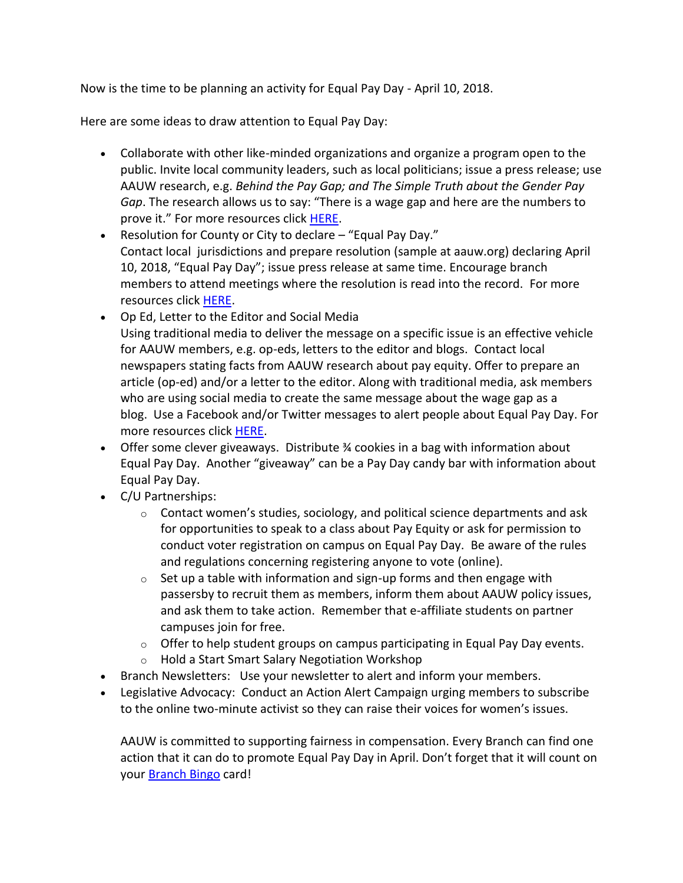Now is the time to be planning an activity for Equal Pay Day - April 10, 2018.

Here are some ideas to draw attention to Equal Pay Day:

- Collaborate with other like-minded organizations and organize a program open to the public. Invite local community leaders, such as local politicians; issue a press release; use AAUW research, e.g. *Behind the Pay Gap; and The Simple Truth about the Gender Pay Gap*. The research allows us to say: "There is a wage gap and here are the numbers to prove it." For more resources click [HERE]().
- Resolution for County or City to declare – "Equal Pay Day."
  Contact local jurisdictions and prepare resolution (sample at aauw.org) declaring April 10, 2018, "Equal Pay Day"; issue press release at same time. Encourage branch members to attend meetings where the resolution is read into the record. For more resources click [HERE]().
- Op Ed, Letter to the Editor and Social Media
  Using traditional media to deliver the message on a specific issue is an effective vehicle for AAUW members, e.g. op-eds, letters to the editor and blogs. Contact local newspapers stating facts from AAUW research about pay equity. Offer to prepare an article (op-ed) and/or a letter to the editor. Along with traditional media, ask members who are using social media to create the same message about the wage gap as a blog. Use a Facebook and/or Twitter messages to alert people about Equal Pay Day. For more resources click [HERE]().
- Offer some clever giveaways. Distribute ¾ cookies in a bag with information about Equal Pay Day. Another "giveaway" can be a Pay Day candy bar with information about Equal Pay Day.
- C/U Partnerships:
  - Contact women's studies, sociology, and political science departments and ask for opportunities to speak to a class about Pay Equity or ask for permission to conduct voter registration on campus on Equal Pay Day. Be aware of the rules and regulations concerning registering anyone to vote (online).
  - Set up a table with information and sign-up forms and then engage with passersby to recruit them as members, inform them about AAUW policy issues, and ask them to take action. Remember that e-affiliate students on partner campuses join for free.
  - Offer to help student groups on campus participating in Equal Pay Day events.
  - Hold a Start Smart Salary Negotiation Workshop
- Branch Newsletters: Use your newsletter to alert and inform your members.
- Legislative Advocacy: Conduct an Action Alert Campaign urging members to subscribe to the online two-minute activist so they can raise their voices for women's issues.

  AAUW is committed to supporting fairness in compensation. Every Branch can find one action that it can do to promote Equal Pay Day in April. Don't forget that it will count on your [Branch Bingo]() card!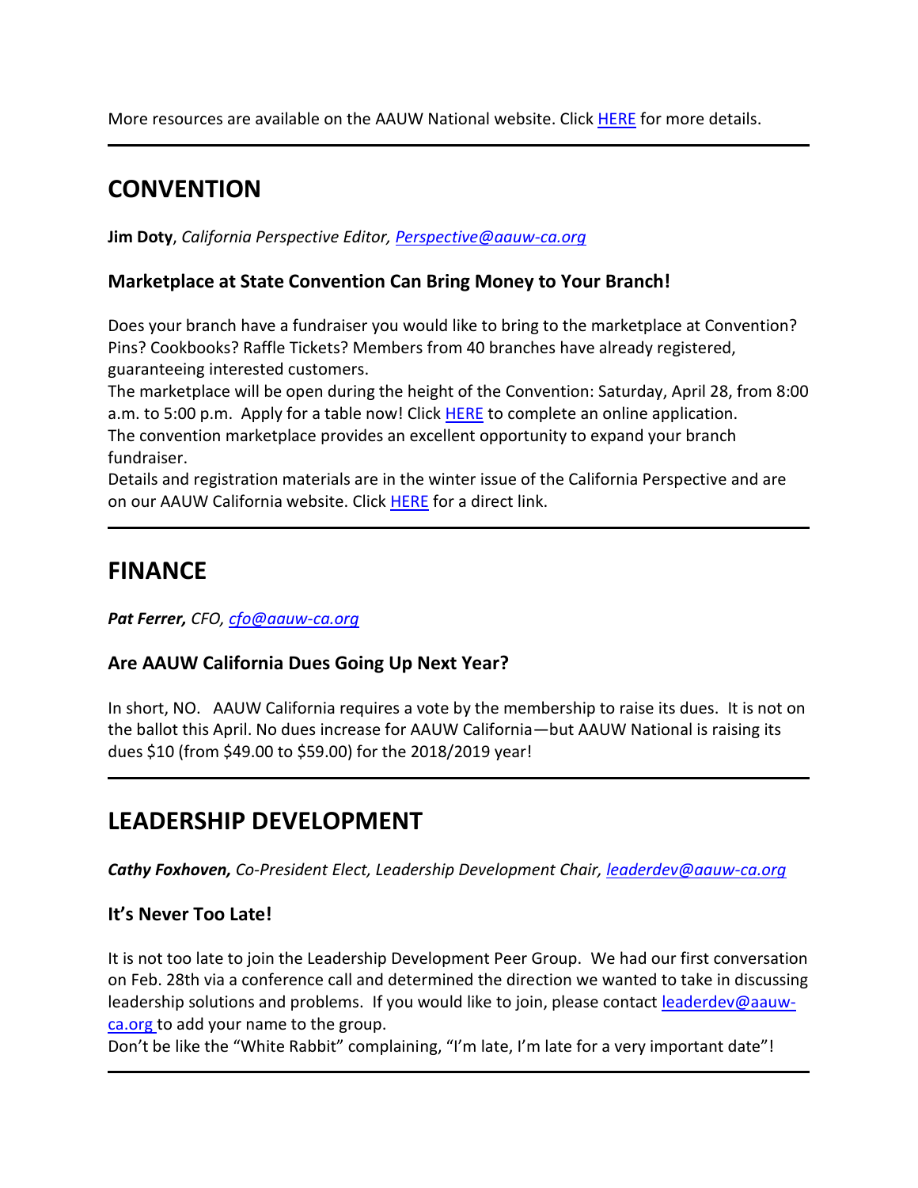More resources are available on the AAUW National website. Click HERE for more details.

---

## CONVENTION

**Jim Doty**, *California Perspective Editor, Perspective@aauw-ca.org*

### Marketplace at State Convention Can Bring Money to Your Branch!

Does your branch have a fundraiser you would like to bring to the marketplace at Convention? Pins? Cookbooks? Raffle Tickets? Members from 40 branches have already registered, guaranteeing interested customers.

The marketplace will be open during the height of the Convention: Saturday, April 28, from 8:00 a.m. to 5:00 p.m. Apply for a table now! Click HERE to complete an online application.

The convention marketplace provides an excellent opportunity to expand your branch fundraiser.

Details and registration materials are in the winter issue of the California Perspective and are on our AAUW California website. Click HERE for a direct link.

---

## FINANCE

***Pat Ferrer,*** *CFO, cfo@aauw-ca.org*

### Are AAUW California Dues Going Up Next Year?

In short, NO. AAUW California requires a vote by the membership to raise its dues. It is not on the ballot this April. No dues increase for AAUW California—but AAUW National is raising its dues $10 (from $49.00 to $59.00) for the 2018/2019 year!

---

## LEADERSHIP DEVELOPMENT

***Cathy Foxhoven,*** *Co-President Elect, Leadership Development Chair, leaderdev@aauw-ca.org*

### It's Never Too Late!

It is not too late to join the Leadership Development Peer Group. We had our first conversation on Feb. 28th via a conference call and determined the direction we wanted to take in discussing leadership solutions and problems. If you would like to join, please contact leaderdev@aauw-ca.org to add your name to the group.

Don't be like the "White Rabbit" complaining, "I'm late, I'm late for a very important date"!

---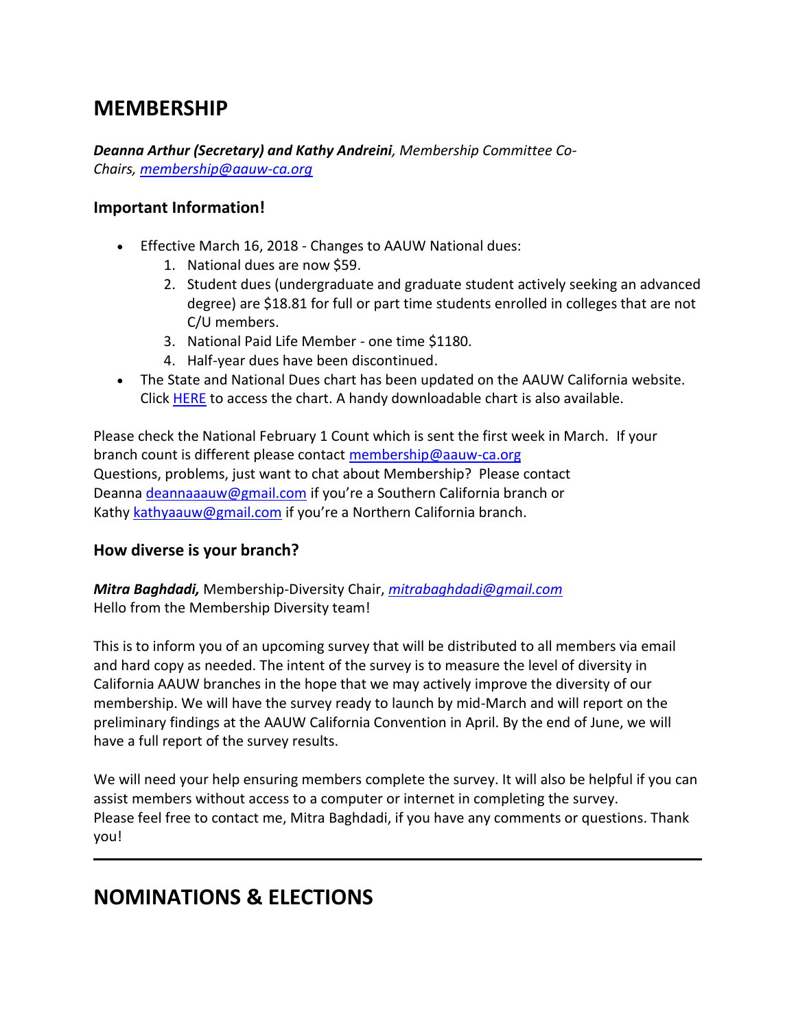## MEMBERSHIP

***Deanna Arthur (Secretary) and Kathy Andreini****, Membership Committee Co-Chairs, [membership@aauw-ca.org](mailto:membership@aauw-ca.org)*

### Important Information!

- Effective March 16, 2018 - Changes to AAUW National dues:
  1. National dues are now $59.
  2. Student dues (undergraduate and graduate student actively seeking an advanced degree) are $18.81 for full or part time students enrolled in colleges that are not C/U members.
  3. National Paid Life Member - one time $1180.
  4. Half-year dues have been discontinued.
- The State and National Dues chart has been updated on the AAUW California website. Click [HERE] to access the chart. A handy downloadable chart is also available.

Please check the National February 1 Count which is sent the first week in March. If your branch count is different please contact [membership@aauw-ca.org](mailto:membership@aauw-ca.org)
Questions, problems, just want to chat about Membership? Please contact Deanna [deannaaauw@gmail.com](mailto:deannaaauw@gmail.com) if you're a Southern California branch or Kathy [kathyaauw@gmail.com](mailto:kathyaauw@gmail.com) if you're a Northern California branch.

### How diverse is your branch?

***Mitra Baghdadi,*** Membership-Diversity Chair, *[mitrabaghdadi@gmail.com](mailto:mitrabaghdadi@gmail.com)*
Hello from the Membership Diversity team!

This is to inform you of an upcoming survey that will be distributed to all members via email and hard copy as needed. The intent of the survey is to measure the level of diversity in California AAUW branches in the hope that we may actively improve the diversity of our membership. We will have the survey ready to launch by mid-March and will report on the preliminary findings at the AAUW California Convention in April. By the end of June, we will have a full report of the survey results.

We will need your help ensuring members complete the survey. It will also be helpful if you can assist members without access to a computer or internet in completing the survey.
Please feel free to contact me, Mitra Baghdadi, if you have any comments or questions. Thank you!

---

## NOMINATIONS & ELECTIONS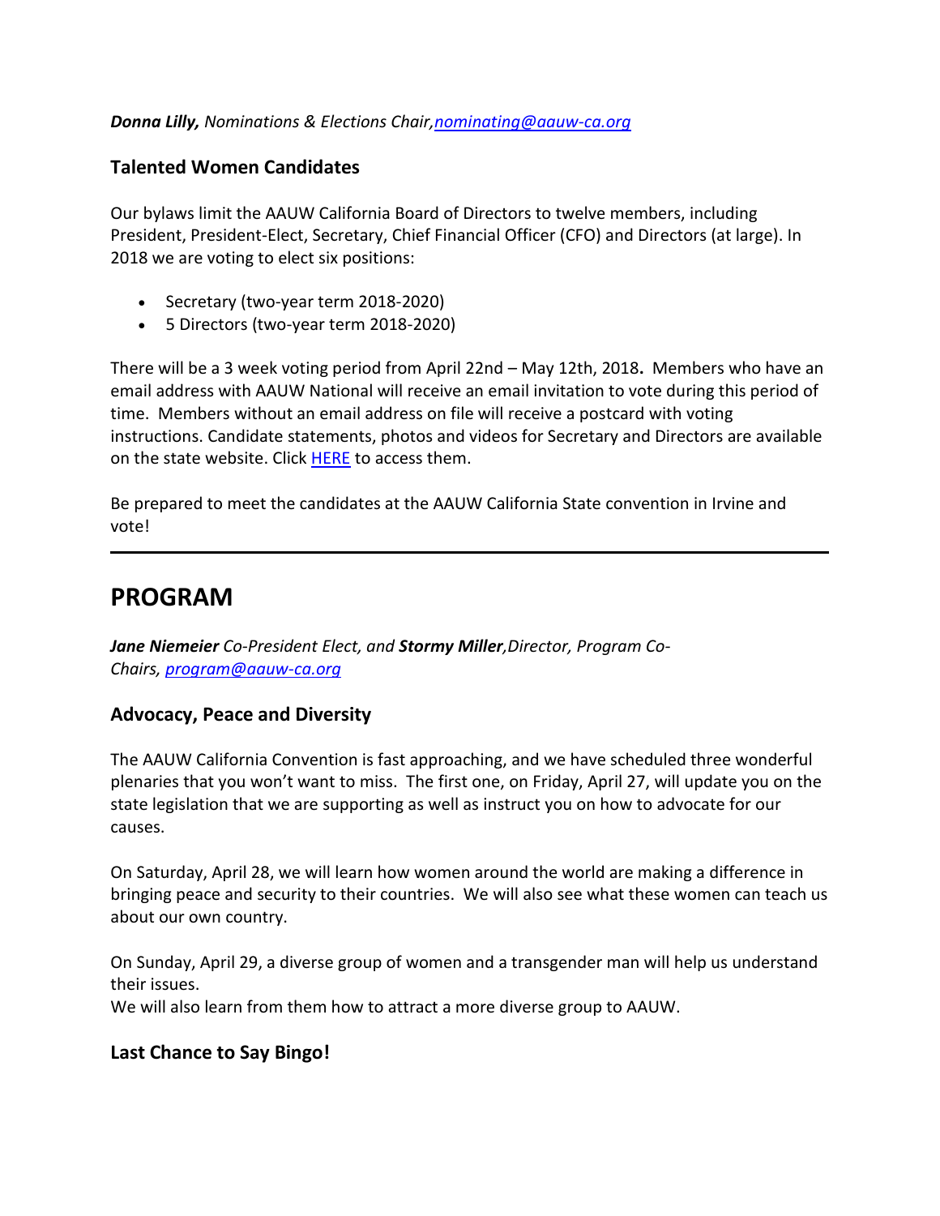***Donna Lilly,** Nominations & Elections Chair,[nominating@aauw-ca.org](mailto:nominating@aauw-ca.org)*

### Talented Women Candidates

Our bylaws limit the AAUW California Board of Directors to twelve members, including President, President-Elect, Secretary, Chief Financial Officer (CFO) and Directors (at large). In 2018 we are voting to elect six positions:

- Secretary (two-year term 2018-2020)
- 5 Directors (two-year term 2018-2020)

There will be a 3 week voting period from April 22nd – May 12th, 2018**.** Members who have an email address with AAUW National will receive an email invitation to vote during this period of time. Members without an email address on file will receive a postcard with voting instructions. Candidate statements, photos and videos for Secretary and Directors are available on the state website. Click HERE to access them.

Be prepared to meet the candidates at the AAUW California State convention in Irvine and vote!

---

## PROGRAM

***Jane Niemeier** Co-President Elect, and **Stormy Miller**,Director, Program Co-Chairs, [program@aauw-ca.org](mailto:program@aauw-ca.org)*

### Advocacy, Peace and Diversity

The AAUW California Convention is fast approaching, and we have scheduled three wonderful plenaries that you won't want to miss. The first one, on Friday, April 27, will update you on the state legislation that we are supporting as well as instruct you on how to advocate for our causes.

On Saturday, April 28, we will learn how women around the world are making a difference in bringing peace and security to their countries. We will also see what these women can teach us about our own country.

On Sunday, April 29, a diverse group of women and a transgender man will help us understand their issues.
We will also learn from them how to attract a more diverse group to AAUW.

### Last Chance to Say Bingo!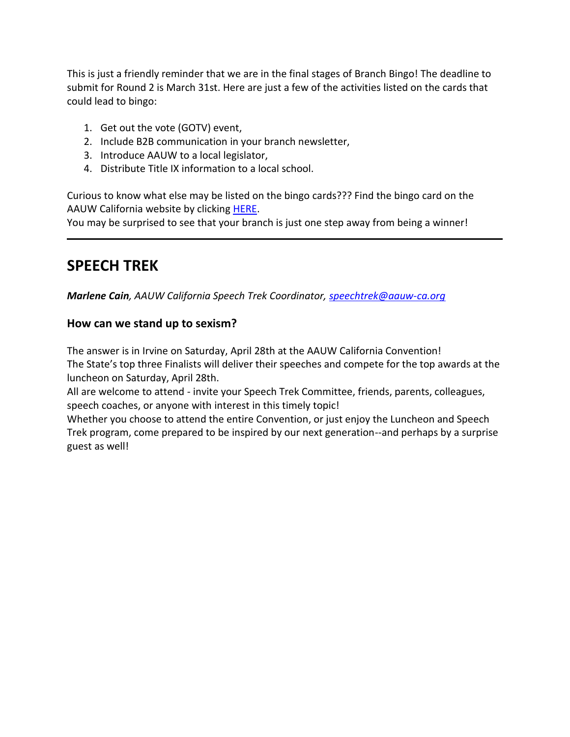This is just a friendly reminder that we are in the final stages of Branch Bingo! The deadline to submit for Round 2 is March 31st. Here are just a few of the activities listed on the cards that could lead to bingo:

1. Get out the vote (GOTV) event,
2. Include B2B communication in your branch newsletter,
3. Introduce AAUW to a local legislator,
4. Distribute Title IX information to a local school.

Curious to know what else may be listed on the bingo cards??? Find the bingo card on the AAUW California website by clicking HERE.
You may be surprised to see that your branch is just one step away from being a winner!

---

## SPEECH TREK

***Marlene Cain**, AAUW California Speech Trek Coordinator, speechtrek@aauw-ca.org*

### How can we stand up to sexism?

The answer is in Irvine on Saturday, April 28th at the AAUW California Convention!
The State's top three Finalists will deliver their speeches and compete for the top awards at the luncheon on Saturday, April 28th.
All are welcome to attend - invite your Speech Trek Committee, friends, parents, colleagues, speech coaches, or anyone with interest in this timely topic!
Whether you choose to attend the entire Convention, or just enjoy the Luncheon and Speech Trek program, come prepared to be inspired by our next generation--and perhaps by a surprise guest as well!